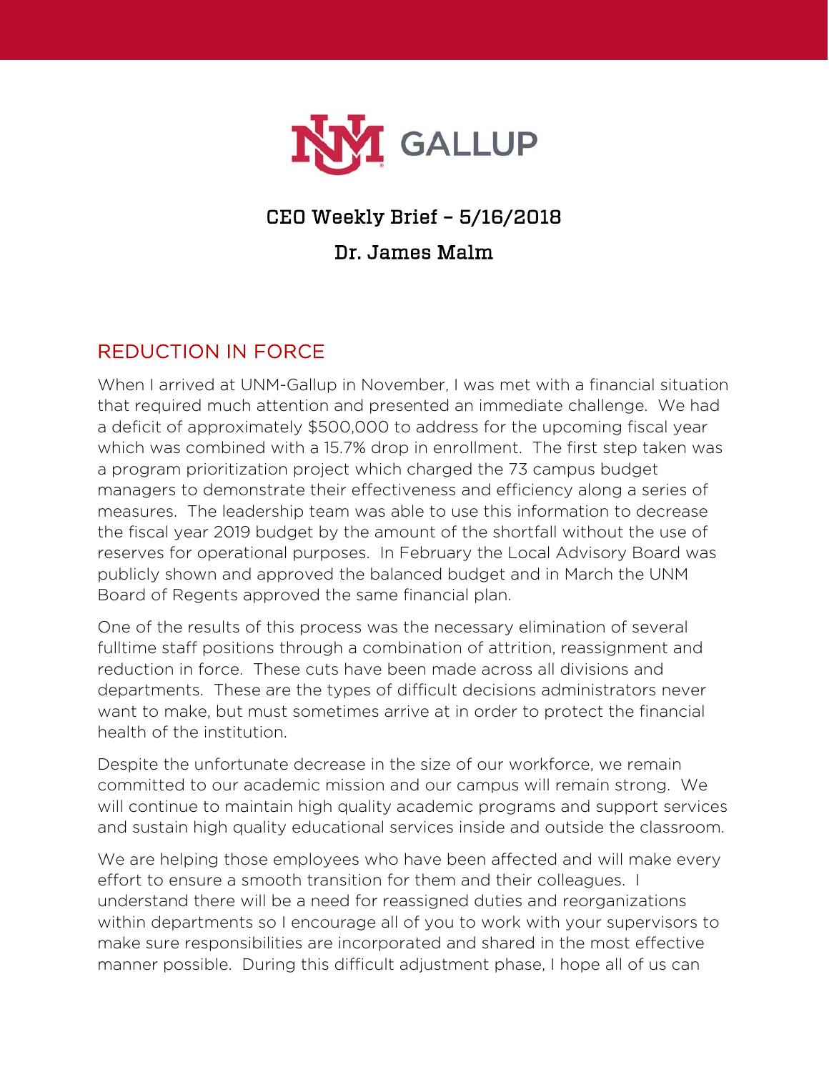# CEO Weekly Brief – 5/16/2018

## Dr. James Malm

## REDUCTION IN FORCE

When I arrived at UNM-Gallup in November, I was met with a financial situation that required much attention and presented an immediate challenge. We had a deficit of approximately $500,000 to address for the upcoming fiscal year which was combined with a 15.7% drop in enrollment. The first step taken was a program prioritization project which charged the 73 campus budget managers to demonstrate their effectiveness and efficiency along a series of measures. The leadership team was able to use this information to decrease the fiscal year 2019 budget by the amount of the shortfall without the use of reserves for operational purposes. In February the Local Advisory Board was publicly shown and approved the balanced budget and in March the UNM Board of Regents approved the same financial plan.

One of the results of this process was the necessary elimination of several fulltime staff positions through a combination of attrition, reassignment and reduction in force. These cuts have been made across all divisions and departments. These are the types of difficult decisions administrators never want to make, but must sometimes arrive at in order to protect the financial health of the institution.

Despite the unfortunate decrease in the size of our workforce, we remain committed to our academic mission and our campus will remain strong. We will continue to maintain high quality academic programs and support services and sustain high quality educational services inside and outside the classroom.

We are helping those employees who have been affected and will make every effort to ensure a smooth transition for them and their colleagues. I understand there will be a need for reassigned duties and reorganizations within departments so I encourage all of you to work with your supervisors to make sure responsibilities are incorporated and shared in the most effective manner possible. During this difficult adjustment phase, I hope all of us can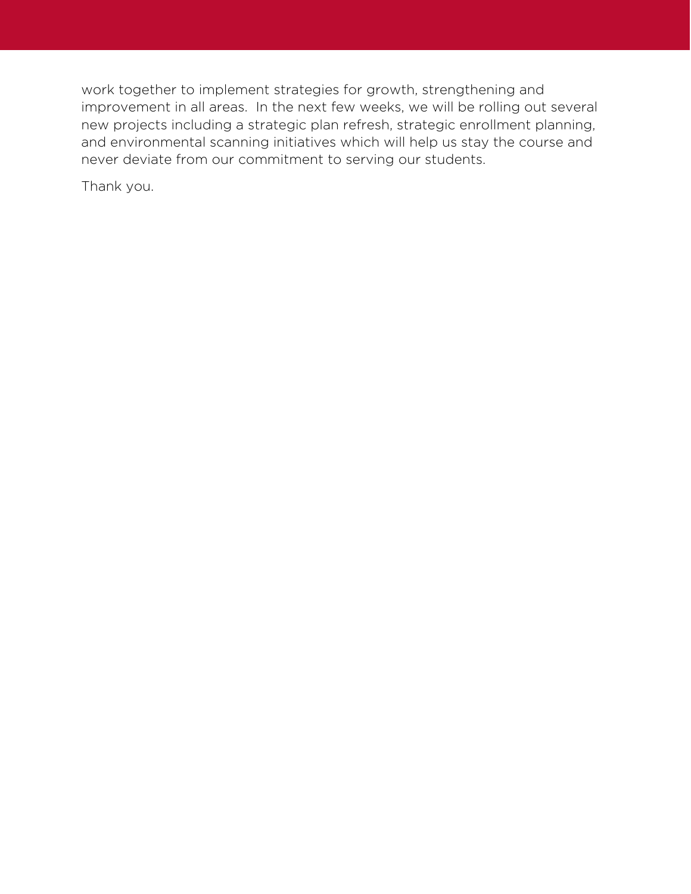work together to implement strategies for growth, strengthening and improvement in all areas. In the next few weeks, we will be rolling out several new projects including a strategic plan refresh, strategic enrollment planning, and environmental scanning initiatives which will help us stay the course and never deviate from our commitment to serving our students.

Thank you.